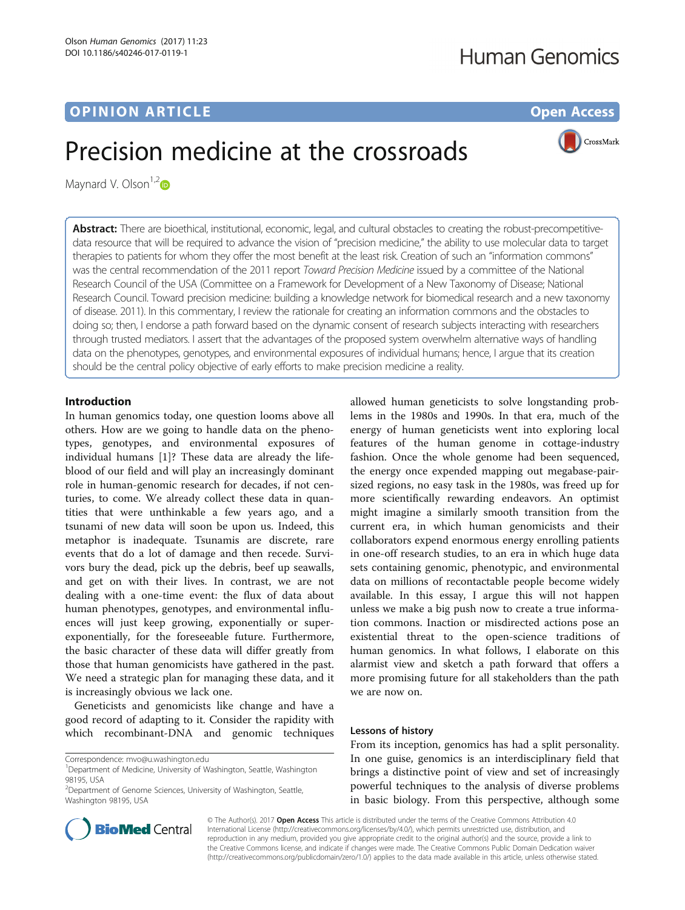OPINION ARTICLE Open Access

# Precision medicine at the crossroads

Maynard V. Olson[1,2]

**Abstract:** There are bioethical, institutional, economic, legal, and cultural obstacles to creating the robust-precompetitive-data resource that will be required to advance the vision of "precision medicine," the ability to use molecular data to target therapies to patients for whom they offer the most benefit at the least risk. Creation of such an "information commons" was the central recommendation of the 2011 report *Toward Precision Medicine* issued by a committee of the National Research Council of the USA (Committee on a Framework for Development of a New Taxonomy of Disease; National Research Council. Toward precision medicine: building a knowledge network for biomedical research and a new taxonomy of disease. 2011). In this commentary, I review the rationale for creating an information commons and the obstacles to doing so; then, I endorse a path forward based on the dynamic consent of research subjects interacting with researchers through trusted mediators. I assert that the advantages of the proposed system overwhelm alternative ways of handling data on the phenotypes, genotypes, and environmental exposures of individual humans; hence, I argue that its creation should be the central policy objective of early efforts to make precision medicine a reality.

## Introduction

In human genomics today, one question looms above all others. How are we going to handle data on the phenotypes, genotypes, and environmental exposures of individual humans [1]? These data are already the lifeblood of our field and will play an increasingly dominant role in human-genomic research for decades, if not centuries, to come. We already collect these data in quantities that were unthinkable a few years ago, and a tsunami of new data will soon be upon us. Indeed, this metaphor is inadequate. Tsunamis are discrete, rare events that do a lot of damage and then recede. Survivors bury the dead, pick up the debris, beef up seawalls, and get on with their lives. In contrast, we are not dealing with a one-time event: the flux of data about human phenotypes, genotypes, and environmental influences will just keep growing, exponentially or super-exponentially, for the foreseeable future. Furthermore, the basic character of these data will differ greatly from those that human genomicists have gathered in the past. We need a strategic plan for managing these data, and it is increasingly obvious we lack one.

Geneticists and genomicists like change and have a good record of adapting to it. Consider the rapidity with which recombinant-DNA and genomic techniques allowed human geneticists to solve longstanding problems in the 1980s and 1990s. In that era, much of the energy of human geneticists went into exploring local features of the human genome in cottage-industry fashion. Once the whole genome had been sequenced, the energy once expended mapping out megabase-pair-sized regions, no easy task in the 1980s, was freed up for more scientifically rewarding endeavors. An optimist might imagine a similarly smooth transition from the current era, in which human genomicists and their collaborators expend enormous energy enrolling patients in one-off research studies, to an era in which huge data sets containing genomic, phenotypic, and environmental data on millions of recontactable people become widely available. In this essay, I argue this will not happen unless we make a big push now to create a true information commons. Inaction or misdirected actions pose an existential threat to the open-science traditions of human genomics. In what follows, I elaborate on this alarmist view and sketch a path forward that offers a more promising future for all stakeholders than the path we are now on.

### Lessons of history

From its inception, genomics has had a split personality. In one guise, genomics is an interdisciplinary field that brings a distinctive point of view and set of increasingly powerful techniques to the analysis of diverse problems in basic biology. From this perspective, although some

Correspondence: mvo@u.washington.edu
[1]Department of Medicine, University of Washington, Seattle, Washington 98195, USA
[2]Department of Genome Sciences, University of Washington, Seattle, Washington 98195, USA

© The Author(s). 2017 **Open Access** This article is distributed under the terms of the Creative Commons Attribution 4.0 International License (http://creativecommons.org/licenses/by/4.0/), which permits unrestricted use, distribution, and reproduction in any medium, provided you give appropriate credit to the original author(s) and the source, provide a link to the Creative Commons license, and indicate if changes were made. The Creative Commons Public Domain Dedication waiver (http://creativecommons.org/publicdomain/zero/1.0/) applies to the data made available in this article, unless otherwise stated.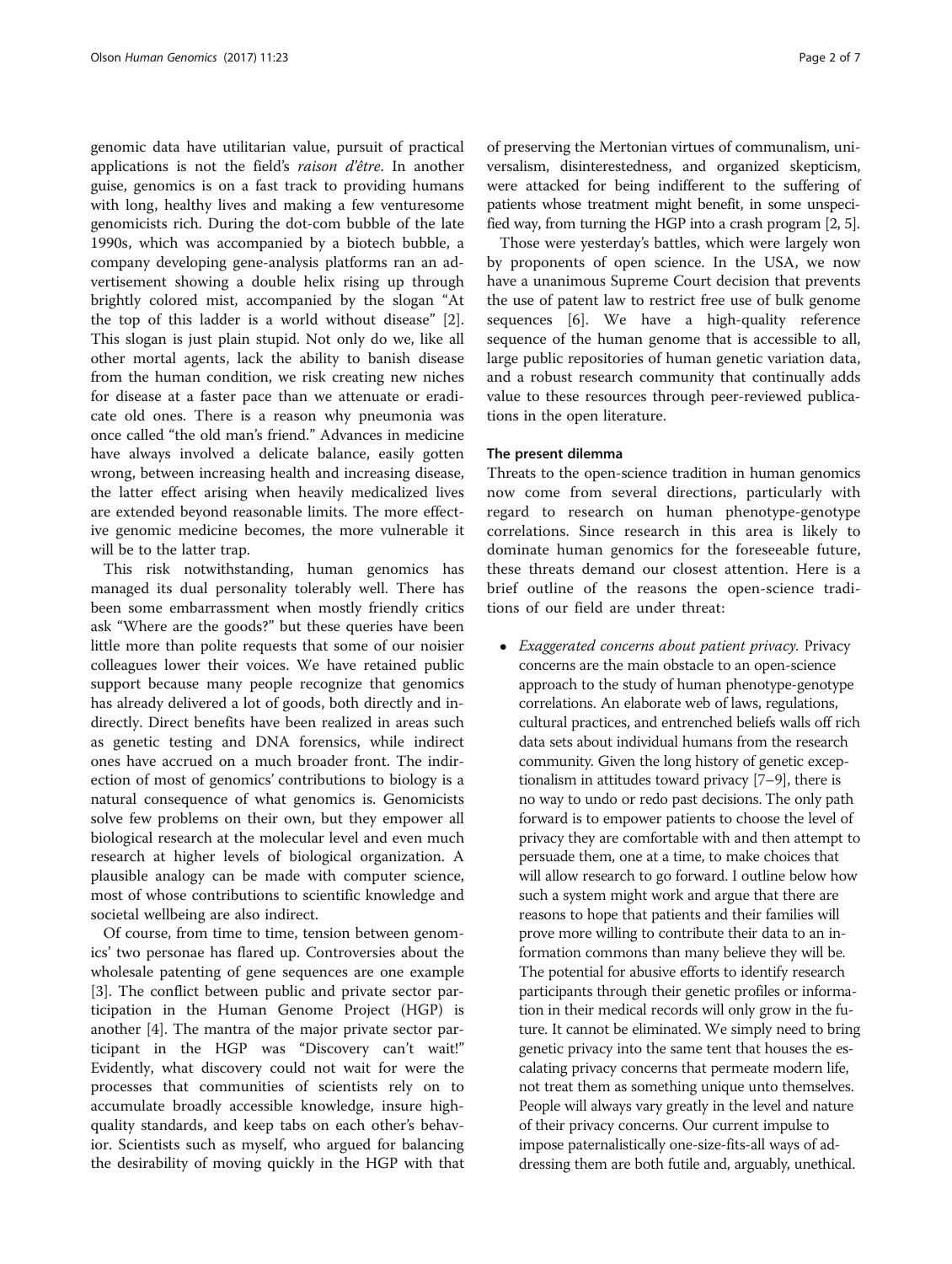genomic data have utilitarian value, pursuit of practical applications is not the field's *raison d'être*. In another guise, genomics is on a fast track to providing humans with long, healthy lives and making a few venturesome genomicists rich. During the dot-com bubble of the late 1990s, which was accompanied by a biotech bubble, a company developing gene-analysis platforms ran an advertisement showing a double helix rising up through brightly colored mist, accompanied by the slogan "At the top of this ladder is a world without disease" [2]. This slogan is just plain stupid. Not only do we, like all other mortal agents, lack the ability to banish disease from the human condition, we risk creating new niches for disease at a faster pace than we attenuate or eradicate old ones. There is a reason why pneumonia was once called "the old man's friend." Advances in medicine have always involved a delicate balance, easily gotten wrong, between increasing health and increasing disease, the latter effect arising when heavily medicalized lives are extended beyond reasonable limits. The more effective genomic medicine becomes, the more vulnerable it will be to the latter trap.

This risk notwithstanding, human genomics has managed its dual personality tolerably well. There has been some embarrassment when mostly friendly critics ask "Where are the goods?" but these queries have been little more than polite requests that some of our noisier colleagues lower their voices. We have retained public support because many people recognize that genomics has already delivered a lot of goods, both directly and indirectly. Direct benefits have been realized in areas such as genetic testing and DNA forensics, while indirect ones have accrued on a much broader front. The indirection of most of genomics' contributions to biology is a natural consequence of what genomics is. Genomicists solve few problems on their own, but they empower all biological research at the molecular level and even much research at higher levels of biological organization. A plausible analogy can be made with computer science, most of whose contributions to scientific knowledge and societal wellbeing are also indirect.

Of course, from time to time, tension between genomics' two personae has flared up. Controversies about the wholesale patenting of gene sequences are one example [3]. The conflict between public and private sector participation in the Human Genome Project (HGP) is another [4]. The mantra of the major private sector participant in the HGP was "Discovery can't wait!" Evidently, what discovery could not wait for were the processes that communities of scientists rely on to accumulate broadly accessible knowledge, insure high-quality standards, and keep tabs on each other's behavior. Scientists such as myself, who argued for balancing the desirability of moving quickly in the HGP with that of preserving the Mertonian virtues of communalism, universalism, disinterestedness, and organized skepticism, were attacked for being indifferent to the suffering of patients whose treatment might benefit, in some unspecified way, from turning the HGP into a crash program [2, 5].

Those were yesterday's battles, which were largely won by proponents of open science. In the USA, we now have a unanimous Supreme Court decision that prevents the use of patent law to restrict free use of bulk genome sequences [6]. We have a high-quality reference sequence of the human genome that is accessible to all, large public repositories of human genetic variation data, and a robust research community that continually adds value to these resources through peer-reviewed publications in the open literature.

## The present dilemma

Threats to the open-science tradition in human genomics now come from several directions, particularly with regard to research on human phenotype-genotype correlations. Since research in this area is likely to dominate human genomics for the foreseeable future, these threats demand our closest attention. Here is a brief outline of the reasons the open-science traditions of our field are under threat:

- *Exaggerated concerns about patient privacy.* Privacy concerns are the main obstacle to an open-science approach to the study of human phenotype-genotype correlations. An elaborate web of laws, regulations, cultural practices, and entrenched beliefs walls off rich data sets about individual humans from the research community. Given the long history of genetic exceptionalism in attitudes toward privacy [7–9], there is no way to undo or redo past decisions. The only path forward is to empower patients to choose the level of privacy they are comfortable with and then attempt to persuade them, one at a time, to make choices that will allow research to go forward. I outline below how such a system might work and argue that there are reasons to hope that patients and their families will prove more willing to contribute their data to an information commons than many believe they will be. The potential for abusive efforts to identify research participants through their genetic profiles or information in their medical records will only grow in the future. It cannot be eliminated. We simply need to bring genetic privacy into the same tent that houses the escalating privacy concerns that permeate modern life, not treat them as something unique unto themselves. People will always vary greatly in the level and nature of their privacy concerns. Our current impulse to impose paternalistically one-size-fits-all ways of addressing them are both futile and, arguably, unethical.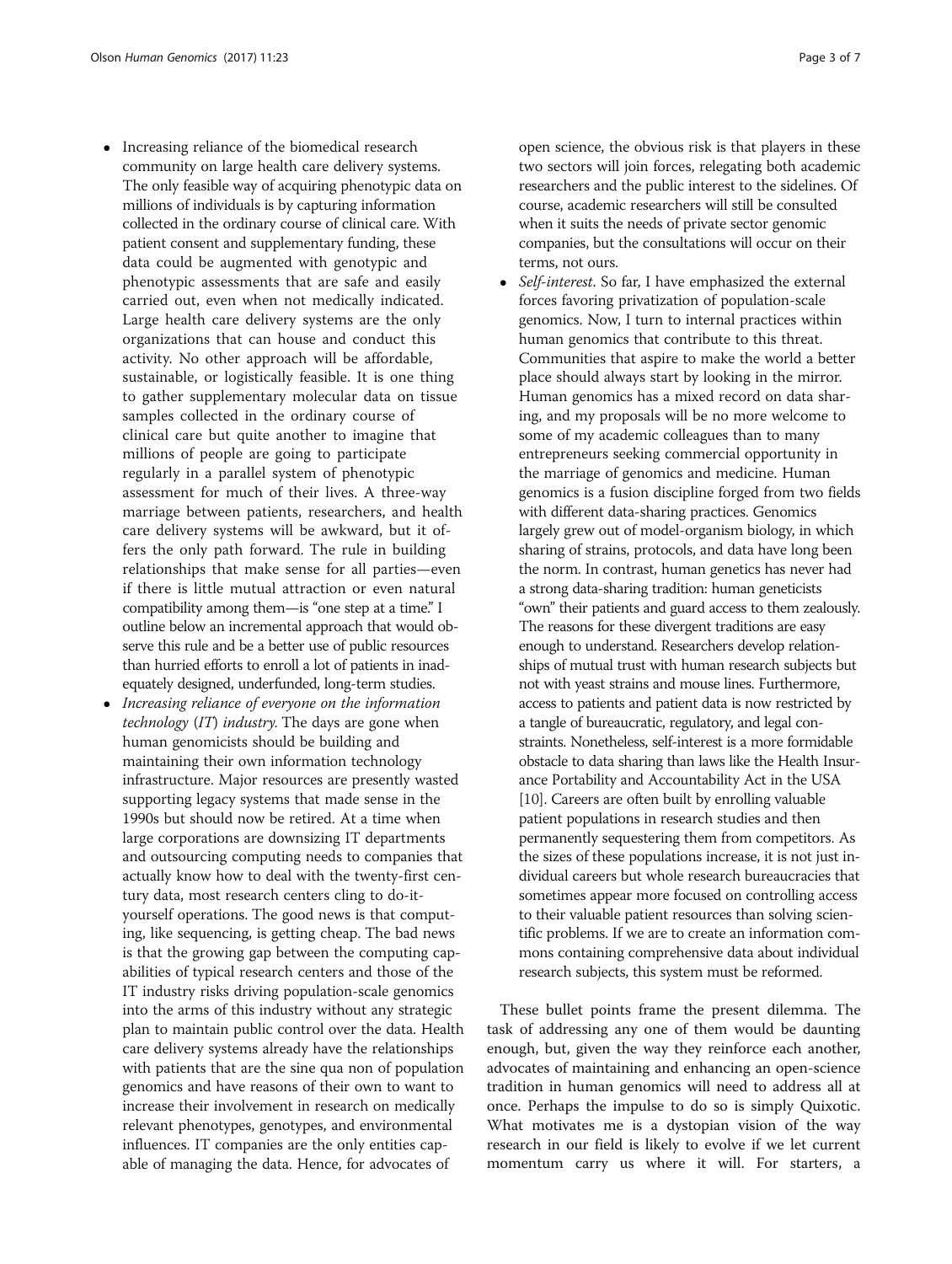- Increasing reliance of the biomedical research community on large health care delivery systems. The only feasible way of acquiring phenotypic data on millions of individuals is by capturing information collected in the ordinary course of clinical care. With patient consent and supplementary funding, these data could be augmented with genotypic and phenotypic assessments that are safe and easily carried out, even when not medically indicated. Large health care delivery systems are the only organizations that can house and conduct this activity. No other approach will be affordable, sustainable, or logistically feasible. It is one thing to gather supplementary molecular data on tissue samples collected in the ordinary course of clinical care but quite another to imagine that millions of people are going to participate regularly in a parallel system of phenotypic assessment for much of their lives. A three-way marriage between patients, researchers, and health care delivery systems will be awkward, but it offers the only path forward. The rule in building relationships that make sense for all parties—even if there is little mutual attraction or even natural compatibility among them—is "one step at a time." I outline below an incremental approach that would observe this rule and be a better use of public resources than hurried efforts to enroll a lot of patients in inadequately designed, underfunded, long-term studies.
- *Increasing reliance of everyone on the information technology (IT) industry*. The days are gone when human genomicists should be building and maintaining their own information technology infrastructure. Major resources are presently wasted supporting legacy systems that made sense in the 1990s but should now be retired. At a time when large corporations are downsizing IT departments and outsourcing computing needs to companies that actually know how to deal with the twenty-first century data, most research centers cling to do-it-yourself operations. The good news is that computing, like sequencing, is getting cheap. The bad news is that the growing gap between the computing capabilities of typical research centers and those of the IT industry risks driving population-scale genomics into the arms of this industry without any strategic plan to maintain public control over the data. Health care delivery systems already have the relationships with patients that are the sine qua non of population genomics and have reasons of their own to want to increase their involvement in research on medically relevant phenotypes, genotypes, and environmental influences. IT companies are the only entities capable of managing the data. Hence, for advocates of open science, the obvious risk is that players in these two sectors will join forces, relegating both academic researchers and the public interest to the sidelines. Of course, academic researchers will still be consulted when it suits the needs of private sector genomic companies, but the consultations will occur on their terms, not ours.
- *Self-interest*. So far, I have emphasized the external forces favoring privatization of population-scale genomics. Now, I turn to internal practices within human genomics that contribute to this threat. Communities that aspire to make the world a better place should always start by looking in the mirror. Human genomics has a mixed record on data sharing, and my proposals will be no more welcome to some of my academic colleagues than to many entrepreneurs seeking commercial opportunity in the marriage of genomics and medicine. Human genomics is a fusion discipline forged from two fields with different data-sharing practices. Genomics largely grew out of model-organism biology, in which sharing of strains, protocols, and data have long been the norm. In contrast, human genetics has never had a strong data-sharing tradition: human geneticists "own" their patients and guard access to them zealously. The reasons for these divergent traditions are easy enough to understand. Researchers develop relationships of mutual trust with human research subjects but not with yeast strains and mouse lines. Furthermore, access to patients and patient data is now restricted by a tangle of bureaucratic, regulatory, and legal constraints. Nonetheless, self-interest is a more formidable obstacle to data sharing than laws like the Health Insurance Portability and Accountability Act in the USA [10]. Careers are often built by enrolling valuable patient populations in research studies and then permanently sequestering them from competitors. As the sizes of these populations increase, it is not just individual careers but whole research bureaucracies that sometimes appear more focused on controlling access to their valuable patient resources than solving scientific problems. If we are to create an information commons containing comprehensive data about individual research subjects, this system must be reformed.

These bullet points frame the present dilemma. The task of addressing any one of them would be daunting enough, but, given the way they reinforce each another, advocates of maintaining and enhancing an open-science tradition in human genomics will need to address all at once. Perhaps the impulse to do so is simply Quixotic. What motivates me is a dystopian vision of the way research in our field is likely to evolve if we let current momentum carry us where it will. For starters, a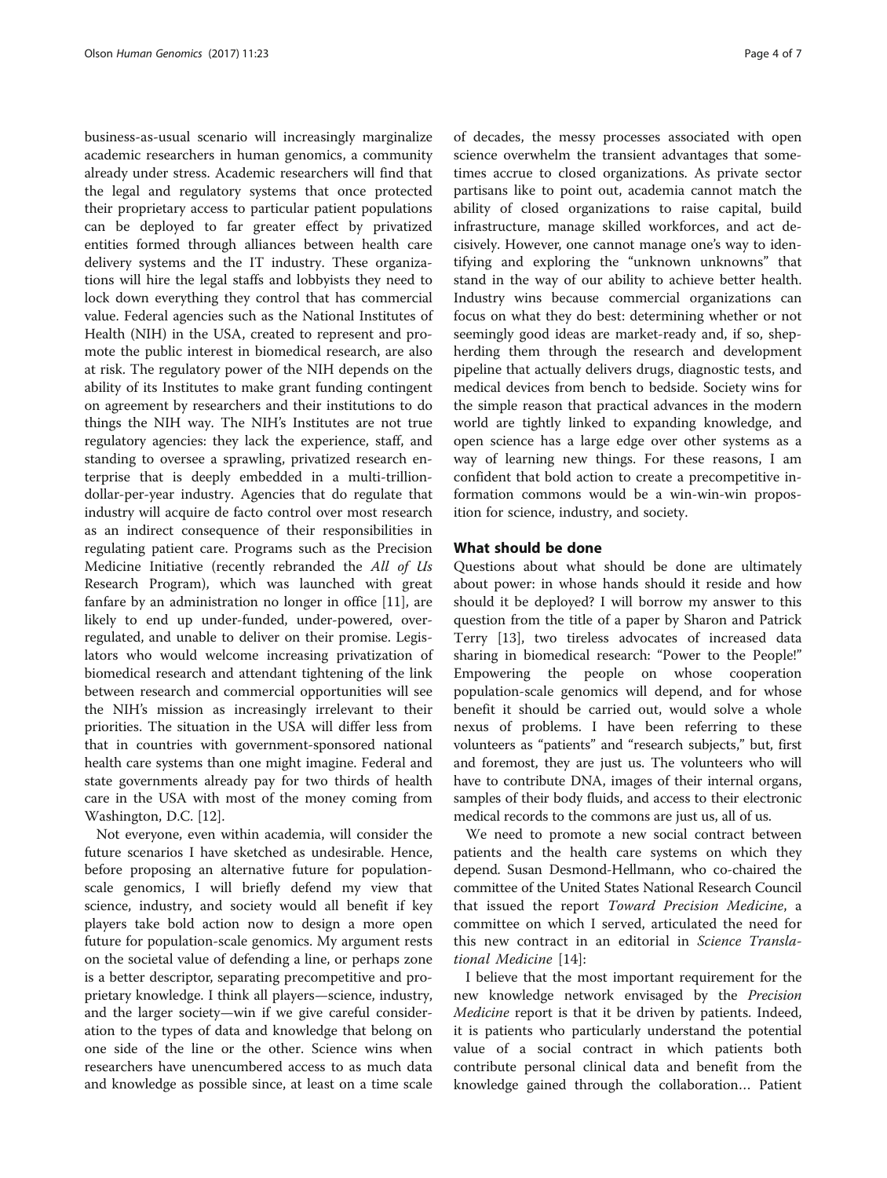business-as-usual scenario will increasingly marginalize academic researchers in human genomics, a community already under stress. Academic researchers will find that the legal and regulatory systems that once protected their proprietary access to particular patient populations can be deployed to far greater effect by privatized entities formed through alliances between health care delivery systems and the IT industry. These organizations will hire the legal staffs and lobbyists they need to lock down everything they control that has commercial value. Federal agencies such as the National Institutes of Health (NIH) in the USA, created to represent and promote the public interest in biomedical research, are also at risk. The regulatory power of the NIH depends on the ability of its Institutes to make grant funding contingent on agreement by researchers and their institutions to do things the NIH way. The NIH's Institutes are not true regulatory agencies: they lack the experience, staff, and standing to oversee a sprawling, privatized research enterprise that is deeply embedded in a multi-trillion-dollar-per-year industry. Agencies that do regulate that industry will acquire de facto control over most research as an indirect consequence of their responsibilities in regulating patient care. Programs such as the Precision Medicine Initiative (recently rebranded the *All of Us* Research Program), which was launched with great fanfare by an administration no longer in office [11], are likely to end up under-funded, under-powered, over-regulated, and unable to deliver on their promise. Legislators who would welcome increasing privatization of biomedical research and attendant tightening of the link between research and commercial opportunities will see the NIH's mission as increasingly irrelevant to their priorities. The situation in the USA will differ less from that in countries with government-sponsored national health care systems than one might imagine. Federal and state governments already pay for two thirds of health care in the USA with most of the money coming from Washington, D.C. [12].

Not everyone, even within academia, will consider the future scenarios I have sketched as undesirable. Hence, before proposing an alternative future for population-scale genomics, I will briefly defend my view that science, industry, and society would all benefit if key players take bold action now to design a more open future for population-scale genomics. My argument rests on the societal value of defending a line, or perhaps zone is a better descriptor, separating precompetitive and proprietary knowledge. I think all players—science, industry, and the larger society—win if we give careful consideration to the types of data and knowledge that belong on one side of the line or the other. Science wins when researchers have unencumbered access to as much data and knowledge as possible since, at least on a time scale of decades, the messy processes associated with open science overwhelm the transient advantages that sometimes accrue to closed organizations. As private sector partisans like to point out, academia cannot match the ability of closed organizations to raise capital, build infrastructure, manage skilled workforces, and act decisively. However, one cannot manage one's way to identifying and exploring the "unknown unknowns" that stand in the way of our ability to achieve better health. Industry wins because commercial organizations can focus on what they do best: determining whether or not seemingly good ideas are market-ready and, if so, shepherding them through the research and development pipeline that actually delivers drugs, diagnostic tests, and medical devices from bench to bedside. Society wins for the simple reason that practical advances in the modern world are tightly linked to expanding knowledge, and open science has a large edge over other systems as a way of learning new things. For these reasons, I am confident that bold action to create a precompetitive information commons would be a win-win-win proposition for science, industry, and society.

## What should be done

Questions about what should be done are ultimately about power: in whose hands should it reside and how should it be deployed? I will borrow my answer to this question from the title of a paper by Sharon and Patrick Terry [13], two tireless advocates of increased data sharing in biomedical research: "Power to the People!" Empowering the people on whose cooperation population-scale genomics will depend, and for whose benefit it should be carried out, would solve a whole nexus of problems. I have been referring to these volunteers as "patients" and "research subjects," but, first and foremost, they are just us. The volunteers who will have to contribute DNA, images of their internal organs, samples of their body fluids, and access to their electronic medical records to the commons are just us, all of us.

We need to promote a new social contract between patients and the health care systems on which they depend. Susan Desmond-Hellmann, who co-chaired the committee of the United States National Research Council that issued the report *Toward Precision Medicine*, a committee on which I served, articulated the need for this new contract in an editorial in *Science Translational Medicine* [14]:

I believe that the most important requirement for the new knowledge network envisaged by the *Precision Medicine* report is that it be driven by patients. Indeed, it is patients who particularly understand the potential value of a social contract in which patients both contribute personal clinical data and benefit from the knowledge gained through the collaboration… Patient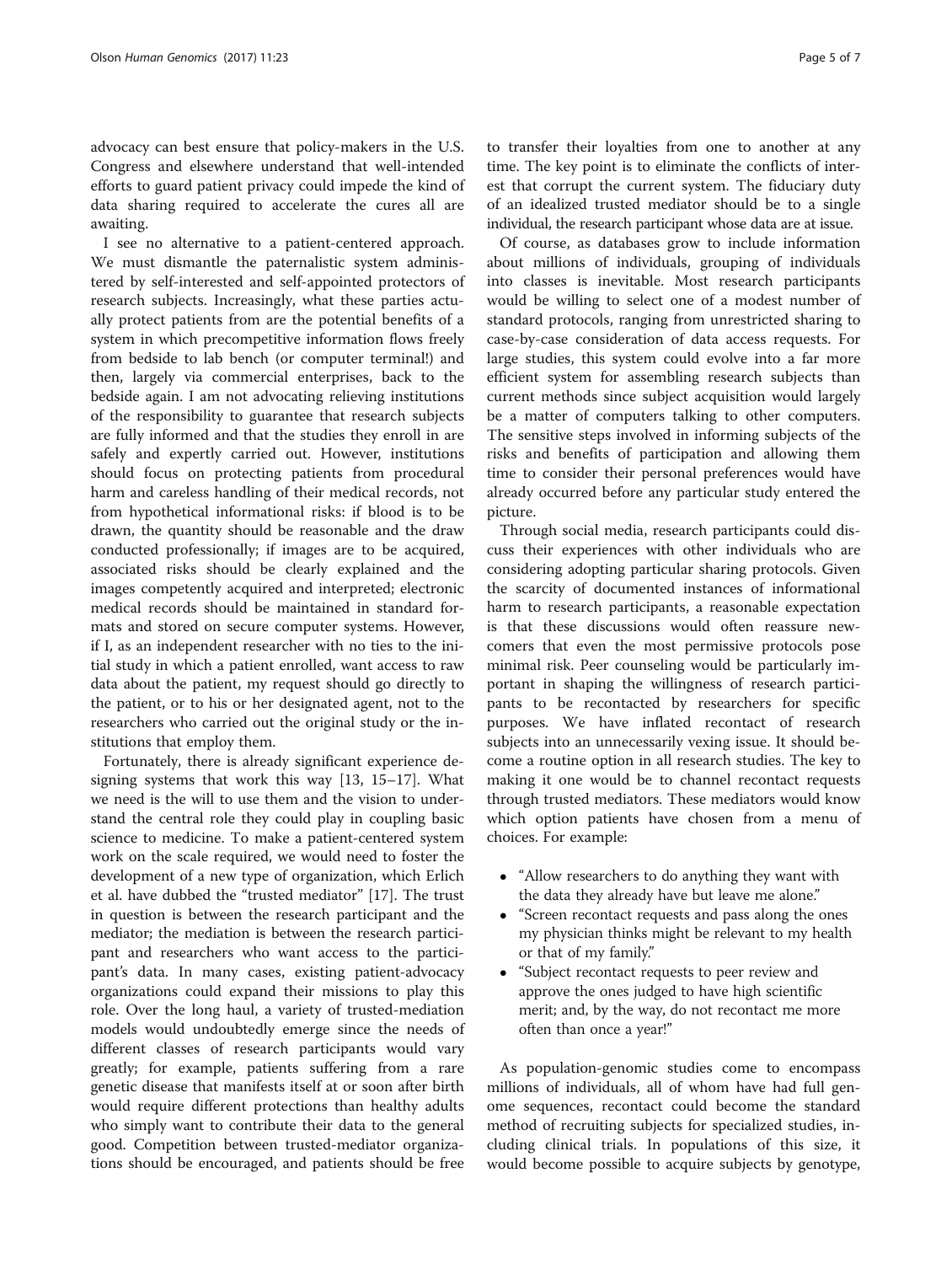advocacy can best ensure that policy-makers in the U.S. Congress and elsewhere understand that well-intended efforts to guard patient privacy could impede the kind of data sharing required to accelerate the cures all are awaiting.

I see no alternative to a patient-centered approach. We must dismantle the paternalistic system administered by self-interested and self-appointed protectors of research subjects. Increasingly, what these parties actually protect patients from are the potential benefits of a system in which precompetitive information flows freely from bedside to lab bench (or computer terminal!) and then, largely via commercial enterprises, back to the bedside again. I am not advocating relieving institutions of the responsibility to guarantee that research subjects are fully informed and that the studies they enroll in are safely and expertly carried out. However, institutions should focus on protecting patients from procedural harm and careless handling of their medical records, not from hypothetical informational risks: if blood is to be drawn, the quantity should be reasonable and the draw conducted professionally; if images are to be acquired, associated risks should be clearly explained and the images competently acquired and interpreted; electronic medical records should be maintained in standard formats and stored on secure computer systems. However, if I, as an independent researcher with no ties to the initial study in which a patient enrolled, want access to raw data about the patient, my request should go directly to the patient, or to his or her designated agent, not to the researchers who carried out the original study or the institutions that employ them.

Fortunately, there is already significant experience designing systems that work this way [13, 15–17]. What we need is the will to use them and the vision to understand the central role they could play in coupling basic science to medicine. To make a patient-centered system work on the scale required, we would need to foster the development of a new type of organization, which Erlich et al. have dubbed the "trusted mediator" [17]. The trust in question is between the research participant and the mediator; the mediation is between the research participant and researchers who want access to the participant's data. In many cases, existing patient-advocacy organizations could expand their missions to play this role. Over the long haul, a variety of trusted-mediation models would undoubtedly emerge since the needs of different classes of research participants would vary greatly; for example, patients suffering from a rare genetic disease that manifests itself at or soon after birth would require different protections than healthy adults who simply want to contribute their data to the general good. Competition between trusted-mediator organizations should be encouraged, and patients should be free to transfer their loyalties from one to another at any time. The key point is to eliminate the conflicts of interest that corrupt the current system. The fiduciary duty of an idealized trusted mediator should be to a single individual, the research participant whose data are at issue.

Of course, as databases grow to include information about millions of individuals, grouping of individuals into classes is inevitable. Most research participants would be willing to select one of a modest number of standard protocols, ranging from unrestricted sharing to case-by-case consideration of data access requests. For large studies, this system could evolve into a far more efficient system for assembling research subjects than current methods since subject acquisition would largely be a matter of computers talking to other computers. The sensitive steps involved in informing subjects of the risks and benefits of participation and allowing them time to consider their personal preferences would have already occurred before any particular study entered the picture.

Through social media, research participants could discuss their experiences with other individuals who are considering adopting particular sharing protocols. Given the scarcity of documented instances of informational harm to research participants, a reasonable expectation is that these discussions would often reassure newcomers that even the most permissive protocols pose minimal risk. Peer counseling would be particularly important in shaping the willingness of research participants to be recontacted by researchers for specific purposes. We have inflated recontact of research subjects into an unnecessarily vexing issue. It should become a routine option in all research studies. The key to making it one would be to channel recontact requests through trusted mediators. These mediators would know which option patients have chosen from a menu of choices. For example:

- "Allow researchers to do anything they want with the data they already have but leave me alone."
- "Screen recontact requests and pass along the ones my physician thinks might be relevant to my health or that of my family."
- "Subject recontact requests to peer review and approve the ones judged to have high scientific merit; and, by the way, do not recontact me more often than once a year!"

As population-genomic studies come to encompass millions of individuals, all of whom have had full genome sequences, recontact could become the standard method of recruiting subjects for specialized studies, including clinical trials. In populations of this size, it would become possible to acquire subjects by genotype,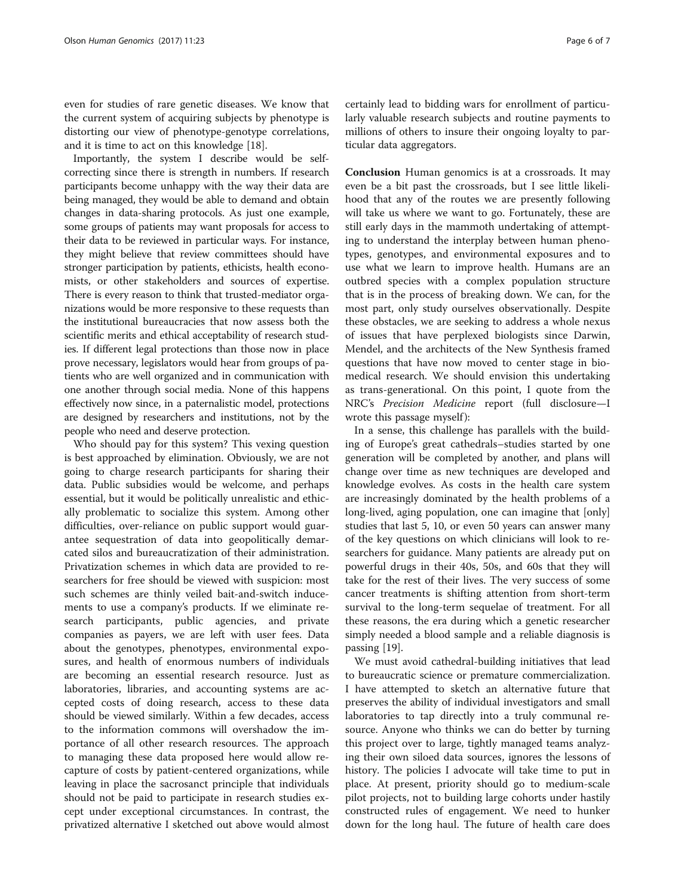even for studies of rare genetic diseases. We know that the current system of acquiring subjects by phenotype is distorting our view of phenotype-genotype correlations, and it is time to act on this knowledge [18].

Importantly, the system I describe would be self-correcting since there is strength in numbers. If research participants become unhappy with the way their data are being managed, they would be able to demand and obtain changes in data-sharing protocols. As just one example, some groups of patients may want proposals for access to their data to be reviewed in particular ways. For instance, they might believe that review committees should have stronger participation by patients, ethicists, health economists, or other stakeholders and sources of expertise. There is every reason to think that trusted-mediator organizations would be more responsive to these requests than the institutional bureaucracies that now assess both the scientific merits and ethical acceptability of research studies. If different legal protections than those now in place prove necessary, legislators would hear from groups of patients who are well organized and in communication with one another through social media. None of this happens effectively now since, in a paternalistic model, protections are designed by researchers and institutions, not by the people who need and deserve protection.

Who should pay for this system? This vexing question is best approached by elimination. Obviously, we are not going to charge research participants for sharing their data. Public subsidies would be welcome, and perhaps essential, but it would be politically unrealistic and ethically problematic to socialize this system. Among other difficulties, over-reliance on public support would guarantee sequestration of data into geopolitically demarcated silos and bureaucratization of their administration. Privatization schemes in which data are provided to researchers for free should be viewed with suspicion: most such schemes are thinly veiled bait-and-switch inducements to use a company's products. If we eliminate research participants, public agencies, and private companies as payers, we are left with user fees. Data about the genotypes, phenotypes, environmental exposures, and health of enormous numbers of individuals are becoming an essential research resource. Just as laboratories, libraries, and accounting systems are accepted costs of doing research, access to these data should be viewed similarly. Within a few decades, access to the information commons will overshadow the importance of all other research resources. The approach to managing these data proposed here would allow recapture of costs by patient-centered organizations, while leaving in place the sacrosanct principle that individuals should not be paid to participate in research studies except under exceptional circumstances. In contrast, the privatized alternative I sketched out above would almost certainly lead to bidding wars for enrollment of particularly valuable research subjects and routine payments to millions of others to insure their ongoing loyalty to particular data aggregators.

**Conclusion** Human genomics is at a crossroads. It may even be a bit past the crossroads, but I see little likelihood that any of the routes we are presently following will take us where we want to go. Fortunately, these are still early days in the mammoth undertaking of attempting to understand the interplay between human phenotypes, genotypes, and environmental exposures and to use what we learn to improve health. Humans are an outbred species with a complex population structure that is in the process of breaking down. We can, for the most part, only study ourselves observationally. Despite these obstacles, we are seeking to address a whole nexus of issues that have perplexed biologists since Darwin, Mendel, and the architects of the New Synthesis framed questions that have now moved to center stage in biomedical research. We should envision this undertaking as trans-generational. On this point, I quote from the NRC's *Precision Medicine* report (full disclosure—I wrote this passage myself):

In a sense, this challenge has parallels with the building of Europe's great cathedrals–studies started by one generation will be completed by another, and plans will change over time as new techniques are developed and knowledge evolves. As costs in the health care system are increasingly dominated by the health problems of a long-lived, aging population, one can imagine that [only] studies that last 5, 10, or even 50 years can answer many of the key questions on which clinicians will look to researchers for guidance. Many patients are already put on powerful drugs in their 40s, 50s, and 60s that they will take for the rest of their lives. The very success of some cancer treatments is shifting attention from short-term survival to the long-term sequelae of treatment. For all these reasons, the era during which a genetic researcher simply needed a blood sample and a reliable diagnosis is passing [19].

We must avoid cathedral-building initiatives that lead to bureaucratic science or premature commercialization. I have attempted to sketch an alternative future that preserves the ability of individual investigators and small laboratories to tap directly into a truly communal resource. Anyone who thinks we can do better by turning this project over to large, tightly managed teams analyzing their own siloed data sources, ignores the lessons of history. The policies I advocate will take time to put in place. At present, priority should go to medium-scale pilot projects, not to building large cohorts under hastily constructed rules of engagement. We need to hunker down for the long haul. The future of health care does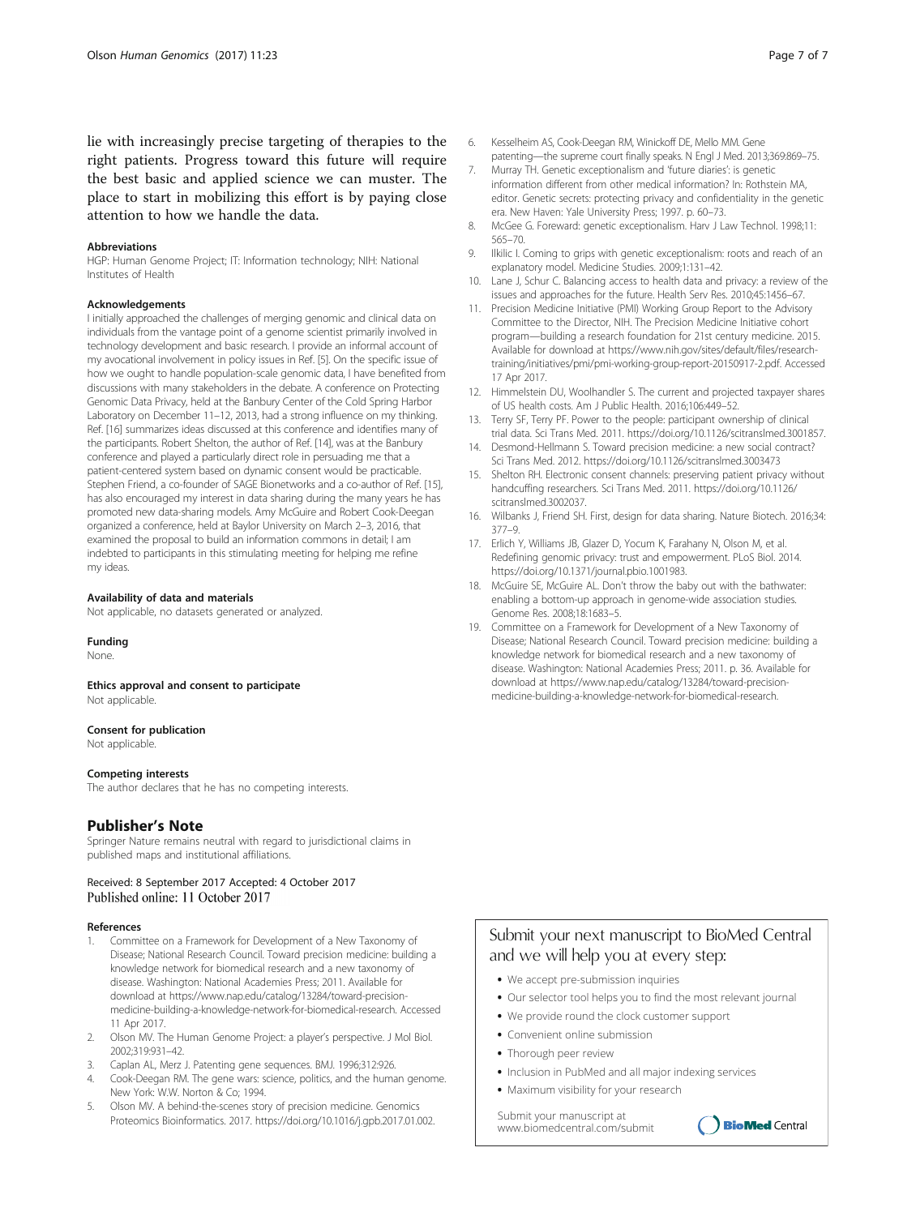lie with increasingly precise targeting of therapies to the right patients. Progress toward this future will require the best basic and applied science we can muster. The place to start in mobilizing this effort is by paying close attention to how we handle the data.

#### Abbreviations

HGP: Human Genome Project; IT: Information technology; NIH: National Institutes of Health

#### Acknowledgements

I initially approached the challenges of merging genomic and clinical data on individuals from the vantage point of a genome scientist primarily involved in technology development and basic research. I provide an informal account of my avocational involvement in policy issues in Ref. [5]. On the specific issue of how we ought to handle population-scale genomic data, I have benefited from discussions with many stakeholders in the debate. A conference on Protecting Genomic Data Privacy, held at the Banbury Center of the Cold Spring Harbor Laboratory on December 11–12, 2013, had a strong influence on my thinking. Ref. [16] summarizes ideas discussed at this conference and identifies many of the participants. Robert Shelton, the author of Ref. [14], was at the Banbury conference and played a particularly direct role in persuading me that a patient-centered system based on dynamic consent would be practicable. Stephen Friend, a co-founder of SAGE Bionetworks and a co-author of Ref. [15], has also encouraged my interest in data sharing during the many years he has promoted new data-sharing models. Amy McGuire and Robert Cook-Deegan organized a conference, held at Baylor University on March 2–3, 2016, that examined the proposal to build an information commons in detail; I am indebted to participants in this stimulating meeting for helping me refine my ideas.

#### Availability of data and materials

Not applicable, no datasets generated or analyzed.

#### Funding

None.

#### Ethics approval and consent to participate

Not applicable.

#### Consent for publication

Not applicable.

#### Competing interests

The author declares that he has no competing interests.

## Publisher's Note

Springer Nature remains neutral with regard to jurisdictional claims in published maps and institutional affiliations.

Received: 8 September 2017 Accepted: 4 October 2017
Published online: 11 October 2017

#### References

1. Committee on a Framework for Development of a New Taxonomy of Disease; National Research Council. Toward precision medicine: building a knowledge network for biomedical research and a new taxonomy of disease. Washington: National Academies Press; 2011. Available for download at https://www.nap.edu/catalog/13284/toward-precision-medicine-building-a-knowledge-network-for-biomedical-research. Accessed 11 Apr 2017.
2. Olson MV. The Human Genome Project: a player's perspective. J Mol Biol. 2002;319:931–42.
3. Caplan AL, Merz J. Patenting gene sequences. BMJ. 1996;312:926.
4. Cook-Deegan RM. The gene wars: science, politics, and the human genome. New York: W.W. Norton & Co; 1994.
5. Olson MV. A behind-the-scenes story of precision medicine. Genomics Proteomics Bioinformatics. 2017. https://doi.org/10.1016/j.gpb.2017.01.002.
6. Kesselheim AS, Cook-Deegan RM, Winickoff DE, Mello MM. Gene patenting—the supreme court finally speaks. N Engl J Med. 2013;369:869–75.
7. Murray TH. Genetic exceptionalism and 'future diaries': is genetic information different from other medical information? In: Rothstein MA, editor. Genetic secrets: protecting privacy and confidentiality in the genetic era. New Haven: Yale University Press; 1997. p. 60–73.
8. McGee G. Foreward: genetic exceptionalism. Harv J Law Technol. 1998;11:565–70.
9. Ilkilic I. Coming to grips with genetic exceptionalism: roots and reach of an explanatory model. Medicine Studies. 2009;1:131–42.
10. Lane J, Schur C. Balancing access to health data and privacy: a review of the issues and approaches for the future. Health Serv Res. 2010;45:1456–67.
11. Precision Medicine Initiative (PMI) Working Group Report to the Advisory Committee to the Director, NIH. The Precision Medicine Initiative cohort program—building a research foundation for 21st century medicine. 2015. Available for download at https://www.nih.gov/sites/default/files/research-training/initiatives/pmi/pmi-working-group-report-20150917-2.pdf. Accessed 17 Apr 2017.
12. Himmelstein DU, Woolhandler S. The current and projected taxpayer shares of US health costs. Am J Public Health. 2016;106:449–52.
13. Terry SF, Terry PF. Power to the people: participant ownership of clinical trial data. Sci Trans Med. 2011. https://doi.org/10.1126/scitranslmed.3001857.
14. Desmond-Hellmann S. Toward precision medicine: a new social contract? Sci Trans Med. 2012. https://doi.org/10.1126/scitranslmed.3003473
15. Shelton RH. Electronic consent channels: preserving patient privacy without handcuffing researchers. Sci Trans Med. 2011. https://doi.org/10.1126/scitranslmed.3002037.
16. Wilbanks J, Friend SH. First, design for data sharing. Nature Biotech. 2016;34:377–9.
17. Erlich Y, Williams JB, Glazer D, Yocum K, Farahany N, Olson M, et al. Redefining genomic privacy: trust and empowerment. PLoS Biol. 2014. https://doi.org/10.1371/journal.pbio.1001983.
18. McGuire SE, McGuire AL. Don't throw the baby out with the bathwater: enabling a bottom-up approach in genome-wide association studies. Genome Res. 2008;18:1683–5.
19. Committee on a Framework for Development of a New Taxonomy of Disease; National Research Council. Toward precision medicine: building a knowledge network for biomedical research and a new taxonomy of disease. Washington: National Academies Press; 2011. p. 36. Available for download at https://www.nap.edu/catalog/13284/toward-precision-medicine-building-a-knowledge-network-for-biomedical-research.

Submit your next manuscript to BioMed Central and we will help you at every step:

- We accept pre-submission inquiries
- Our selector tool helps you to find the most relevant journal
- We provide round the clock customer support
- Convenient online submission
- Thorough peer review
- Inclusion in PubMed and all major indexing services
- Maximum visibility for your research

Submit your manuscript at
www.biomedcentral.com/submit

BioMed Central